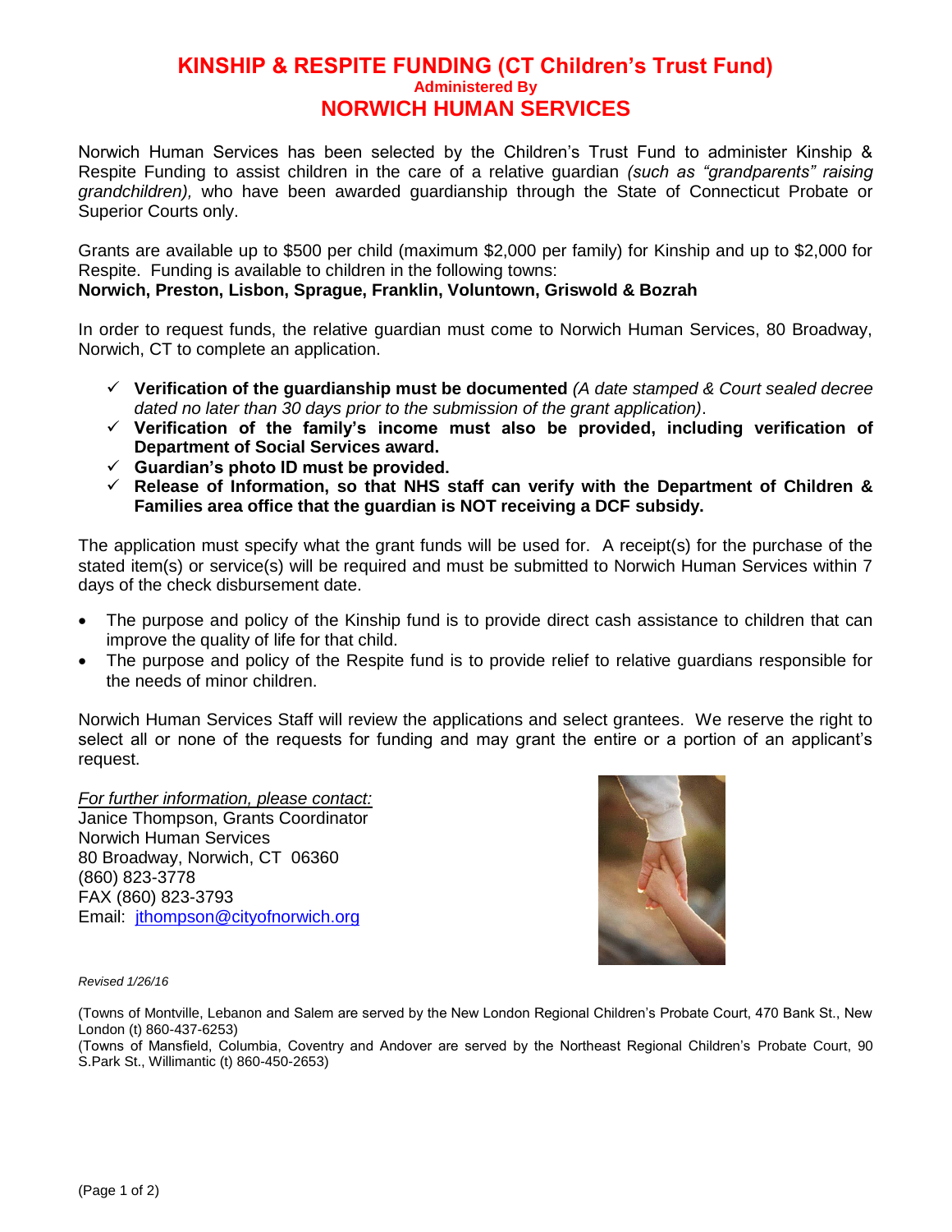# KINSHIP & RESPITE FUNDING (CT Children's Trust Fund)

**Administered By**

## NORWICH HUMAN SERVICES

Norwich Human Services has been selected by the Children's Trust Fund to administer Kinship & Respite Funding to assist children in the care of a relative guardian *(such as "grandparents" raising grandchildren),* who have been awarded guardianship through the State of Connecticut Probate or Superior Courts only.

Grants are available up to $500 per child (maximum $2,000 per family) for Kinship and up to $2,000 for Respite. Funding is available to children in the following towns:
**Norwich, Preston, Lisbon, Sprague, Franklin, Voluntown, Griswold & Bozrah**

In order to request funds, the relative guardian must come to Norwich Human Services, 80 Broadway, Norwich, CT to complete an application.

- ✓ **Verification of the guardianship must be documented** *(A date stamped & Court sealed decree dated no later than 30 days prior to the submission of the grant application)*.
- ✓ **Verification of the family's income must also be provided, including verification of Department of Social Services award.**
- ✓ **Guardian's photo ID must be provided.**
- ✓ **Release of Information, so that NHS staff can verify with the Department of Children & Families area office that the guardian is NOT receiving a DCF subsidy.**

The application must specify what the grant funds will be used for. A receipt(s) for the purchase of the stated item(s) or service(s) will be required and must be submitted to Norwich Human Services within 7 days of the check disbursement date.

- The purpose and policy of the Kinship fund is to provide direct cash assistance to children that can improve the quality of life for that child.
- The purpose and policy of the Respite fund is to provide relief to relative guardians responsible for the needs of minor children.

Norwich Human Services Staff will review the applications and select grantees. We reserve the right to select all or none of the requests for funding and may grant the entire or a portion of an applicant's request.

*For further information, please contact:*
Janice Thompson, Grants Coordinator
Norwich Human Services
80 Broadway, Norwich, CT 06360
(860) 823-3778
FAX (860) 823-3793
Email: jthompson@cityofnorwich.org

*Revised 1/26/16*

(Towns of Montville, Lebanon and Salem are served by the New London Regional Children's Probate Court, 470 Bank St., New London (t) 860-437-6253)
(Towns of Mansfield, Columbia, Coventry and Andover are served by the Northeast Regional Children's Probate Court, 90 S.Park St., Willimantic (t) 860-450-2653)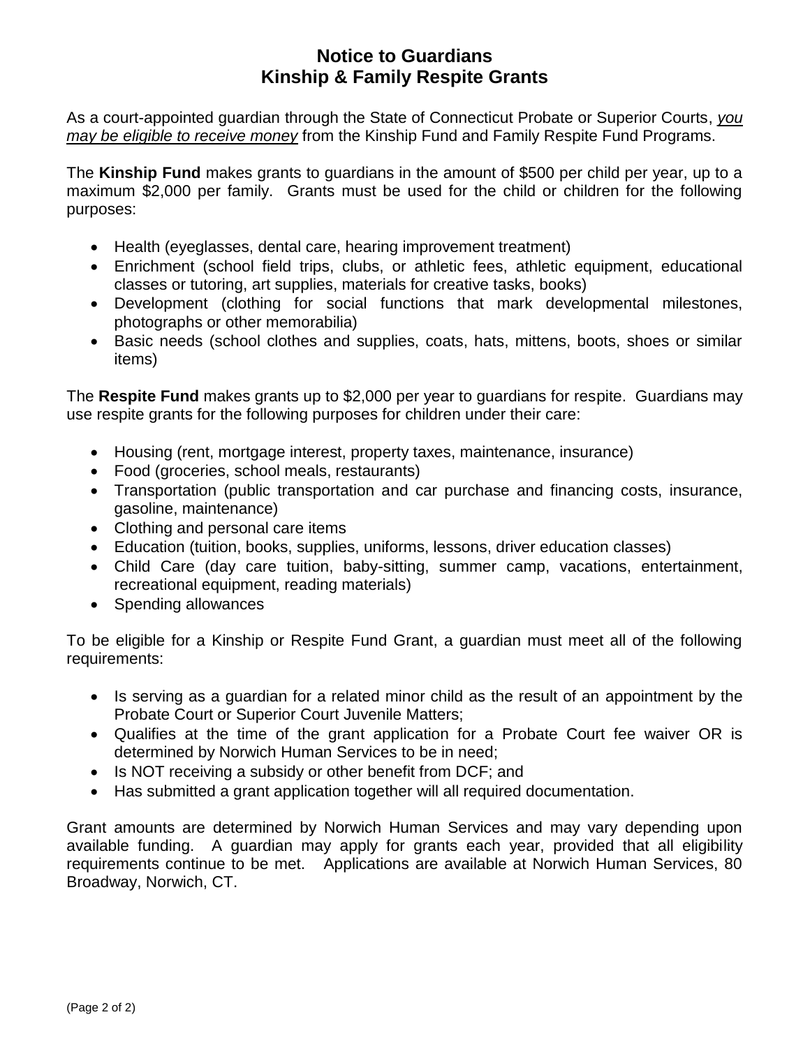# Notice to Guardians
# Kinship & Family Respite Grants

As a court-appointed guardian through the State of Connecticut Probate or Superior Courts, *you may be eligible to receive money* from the Kinship Fund and Family Respite Fund Programs.

The **Kinship Fund** makes grants to guardians in the amount of $500 per child per year, up to a maximum $2,000 per family. Grants must be used for the child or children for the following purposes:

- Health (eyeglasses, dental care, hearing improvement treatment)
- Enrichment (school field trips, clubs, or athletic fees, athletic equipment, educational classes or tutoring, art supplies, materials for creative tasks, books)
- Development (clothing for social functions that mark developmental milestones, photographs or other memorabilia)
- Basic needs (school clothes and supplies, coats, hats, mittens, boots, shoes or similar items)

The **Respite Fund** makes grants up to $2,000 per year to guardians for respite. Guardians may use respite grants for the following purposes for children under their care:

- Housing (rent, mortgage interest, property taxes, maintenance, insurance)
- Food (groceries, school meals, restaurants)
- Transportation (public transportation and car purchase and financing costs, insurance, gasoline, maintenance)
- Clothing and personal care items
- Education (tuition, books, supplies, uniforms, lessons, driver education classes)
- Child Care (day care tuition, baby-sitting, summer camp, vacations, entertainment, recreational equipment, reading materials)
- Spending allowances

To be eligible for a Kinship or Respite Fund Grant, a guardian must meet all of the following requirements:

- Is serving as a guardian for a related minor child as the result of an appointment by the Probate Court or Superior Court Juvenile Matters;
- Qualifies at the time of the grant application for a Probate Court fee waiver OR is determined by Norwich Human Services to be in need;
- Is NOT receiving a subsidy or other benefit from DCF; and
- Has submitted a grant application together will all required documentation.

Grant amounts are determined by Norwich Human Services and may vary depending upon available funding. A guardian may apply for grants each year, provided that all eligibility requirements continue to be met. Applications are available at Norwich Human Services, 80 Broadway, Norwich, CT.